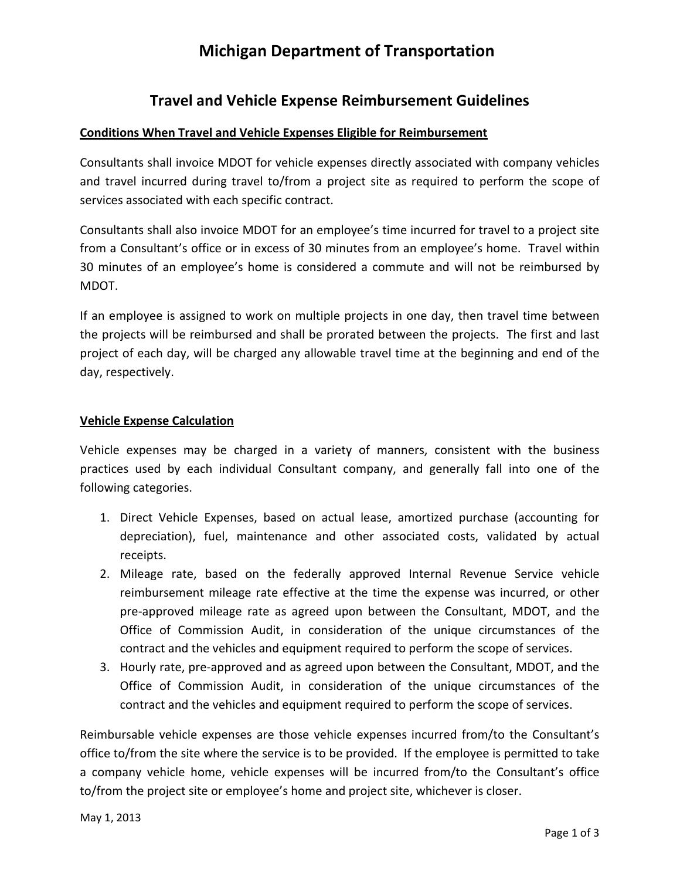# Michigan Department of Transportation

## Travel and Vehicle Expense Reimbursement Guidelines

### Conditions When Travel and Vehicle Expenses Eligible for Reimbursement

Consultants shall invoice MDOT for vehicle expenses directly associated with company vehicles and travel incurred during travel to/from a project site as required to perform the scope of services associated with each specific contract.

Consultants shall also invoice MDOT for an employee's time incurred for travel to a project site from a Consultant's office or in excess of 30 minutes from an employee's home. Travel within 30 minutes of an employee's home is considered a commute and will not be reimbursed by MDOT.

If an employee is assigned to work on multiple projects in one day, then travel time between the projects will be reimbursed and shall be prorated between the projects. The first and last project of each day, will be charged any allowable travel time at the beginning and end of the day, respectively.

### Vehicle Expense Calculation

Vehicle expenses may be charged in a variety of manners, consistent with the business practices used by each individual Consultant company, and generally fall into one of the following categories.

1. Direct Vehicle Expenses, based on actual lease, amortized purchase (accounting for depreciation), fuel, maintenance and other associated costs, validated by actual receipts.
2. Mileage rate, based on the federally approved Internal Revenue Service vehicle reimbursement mileage rate effective at the time the expense was incurred, or other pre-approved mileage rate as agreed upon between the Consultant, MDOT, and the Office of Commission Audit, in consideration of the unique circumstances of the contract and the vehicles and equipment required to perform the scope of services.
3. Hourly rate, pre-approved and as agreed upon between the Consultant, MDOT, and the Office of Commission Audit, in consideration of the unique circumstances of the contract and the vehicles and equipment required to perform the scope of services.

Reimbursable vehicle expenses are those vehicle expenses incurred from/to the Consultant's office to/from the site where the service is to be provided. If the employee is permitted to take a company vehicle home, vehicle expenses will be incurred from/to the Consultant's office to/from the project site or employee's home and project site, whichever is closer.

May 1, 2013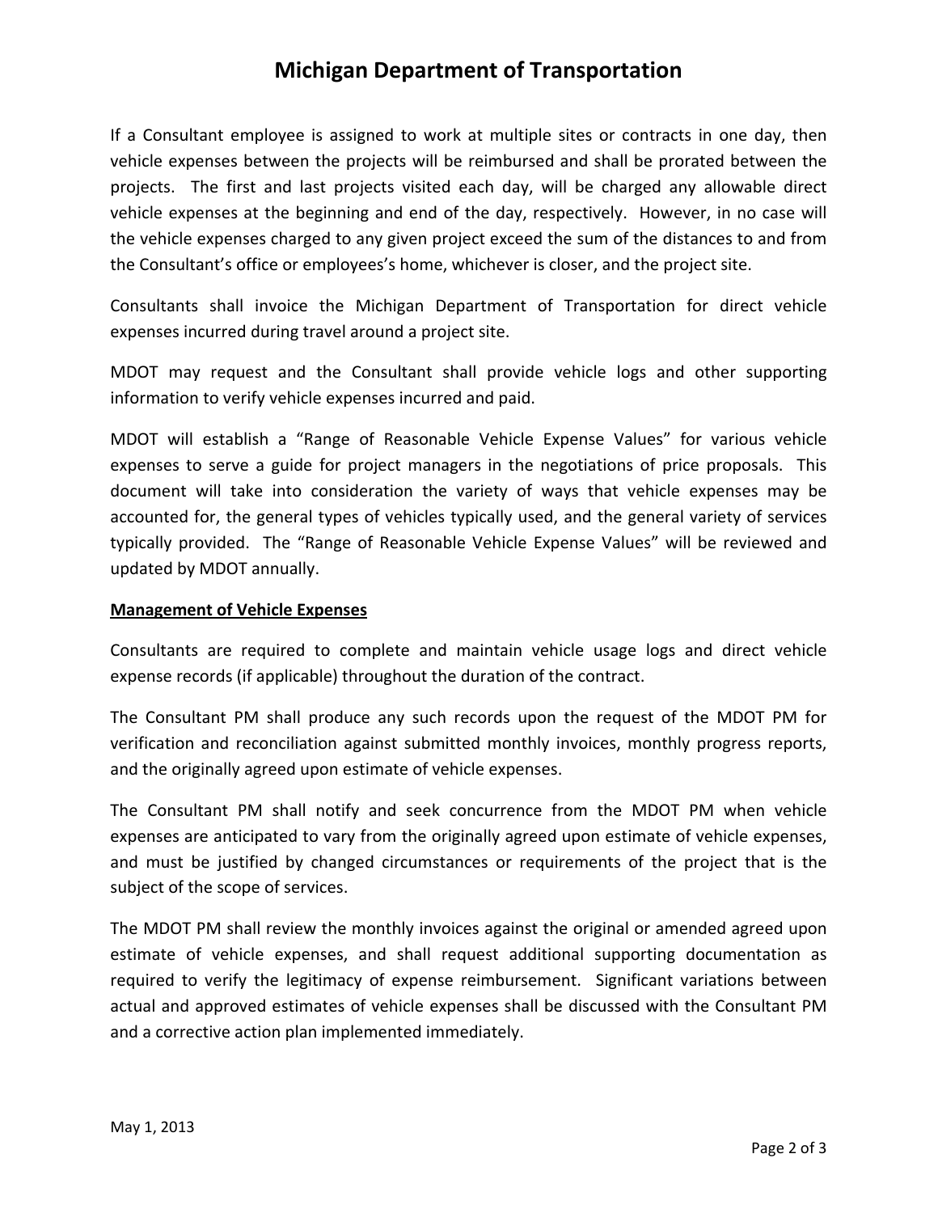If a Consultant employee is assigned to work at multiple sites or contracts in one day, then vehicle expenses between the projects will be reimbursed and shall be prorated between the projects. The first and last projects visited each day, will be charged any allowable direct vehicle expenses at the beginning and end of the day, respectively. However, in no case will the vehicle expenses charged to any given project exceed the sum of the distances to and from the Consultant's office or employees's home, whichever is closer, and the project site.

Consultants shall invoice the Michigan Department of Transportation for direct vehicle expenses incurred during travel around a project site.

MDOT may request and the Consultant shall provide vehicle logs and other supporting information to verify vehicle expenses incurred and paid.

MDOT will establish a "Range of Reasonable Vehicle Expense Values" for various vehicle expenses to serve a guide for project managers in the negotiations of price proposals. This document will take into consideration the variety of ways that vehicle expenses may be accounted for, the general types of vehicles typically used, and the general variety of services typically provided. The "Range of Reasonable Vehicle Expense Values" will be reviewed and updated by MDOT annually.

**Management of Vehicle Expenses**

Consultants are required to complete and maintain vehicle usage logs and direct vehicle expense records (if applicable) throughout the duration of the contract.

The Consultant PM shall produce any such records upon the request of the MDOT PM for verification and reconciliation against submitted monthly invoices, monthly progress reports, and the originally agreed upon estimate of vehicle expenses.

The Consultant PM shall notify and seek concurrence from the MDOT PM when vehicle expenses are anticipated to vary from the originally agreed upon estimate of vehicle expenses, and must be justified by changed circumstances or requirements of the project that is the subject of the scope of services.

The MDOT PM shall review the monthly invoices against the original or amended agreed upon estimate of vehicle expenses, and shall request additional supporting documentation as required to verify the legitimacy of expense reimbursement. Significant variations between actual and approved estimates of vehicle expenses shall be discussed with the Consultant PM and a corrective action plan implemented immediately.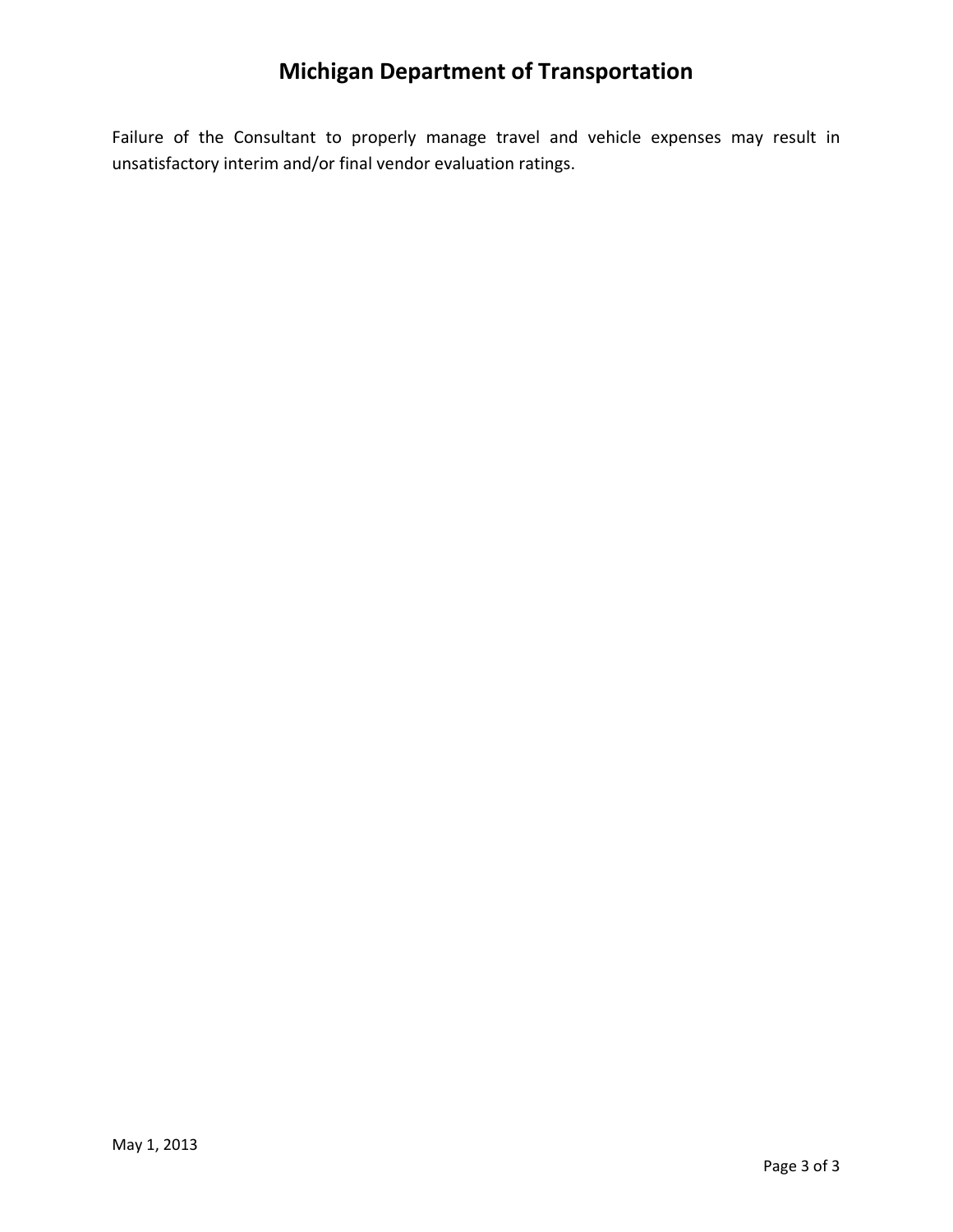Failure of the Consultant to properly manage travel and vehicle expenses may result in unsatisfactory interim and/or final vendor evaluation ratings.